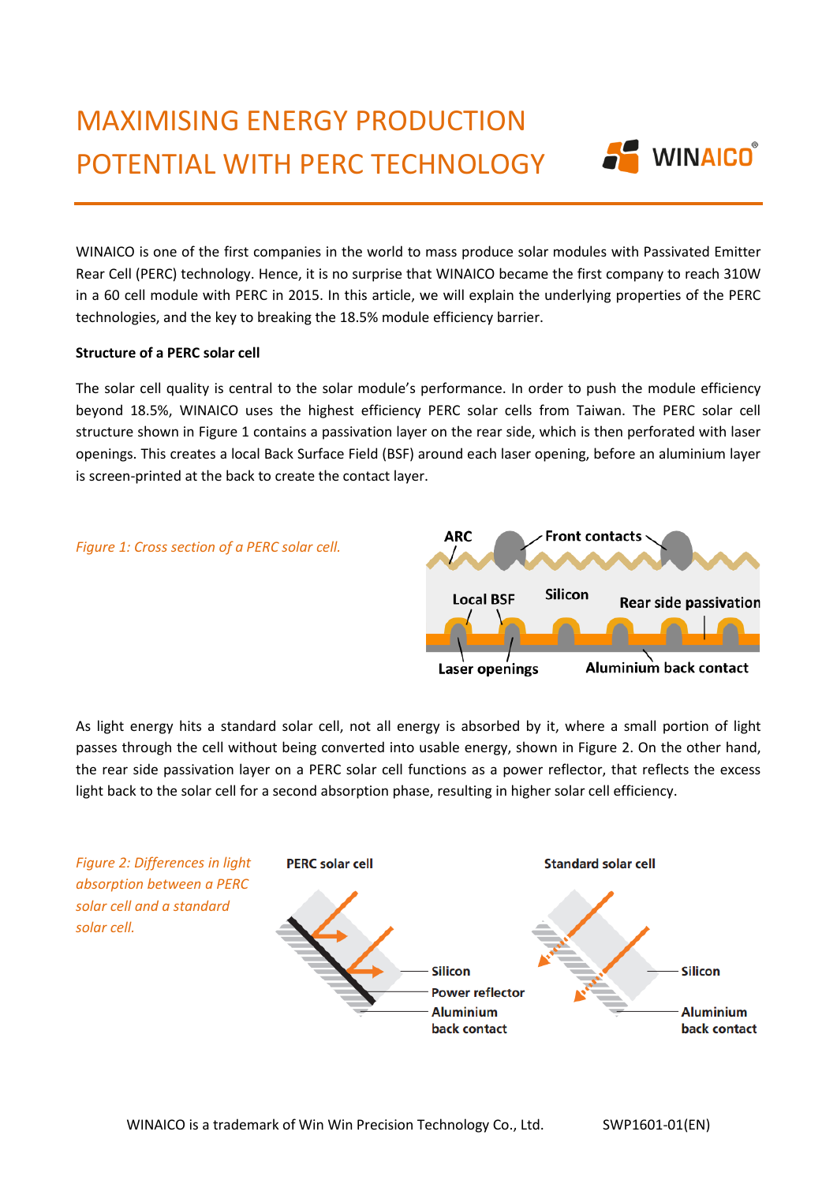# MAXIMISING ENERGY PRODUCTION POTENTIAL WITH PERC TECHNOLOGY

WINAICO is one of the first companies in the world to mass produce solar modules with Passivated Emitter Rear Cell (PERC) technology. Hence, it is no surprise that WINAICO became the first company to reach 310W in a 60 cell module with PERC in 2015. In this article, we will explain the underlying properties of the PERC technologies, and the key to breaking the 18.5% module efficiency barrier.

**Structure of a PERC solar cell**

The solar cell quality is central to the solar module's performance. In order to push the module efficiency beyond 18.5%, WINAICO uses the highest efficiency PERC solar cells from Taiwan. The PERC solar cell structure shown in Figure 1 contains a passivation layer on the rear side, which is then perforated with laser openings. This creates a local Back Surface Field (BSF) around each laser opening, before an aluminium layer is screen-printed at the back to create the contact layer.

*Figure 1: Cross section of a PERC solar cell.*

As light energy hits a standard solar cell, not all energy is absorbed by it, where a small portion of light passes through the cell without being converted into usable energy, shown in Figure 2. On the other hand, the rear side passivation layer on a PERC solar cell functions as a power reflector, that reflects the excess light back to the solar cell for a second absorption phase, resulting in higher solar cell efficiency.

*Figure 2: Differences in light absorption between a PERC solar cell and a standard solar cell.*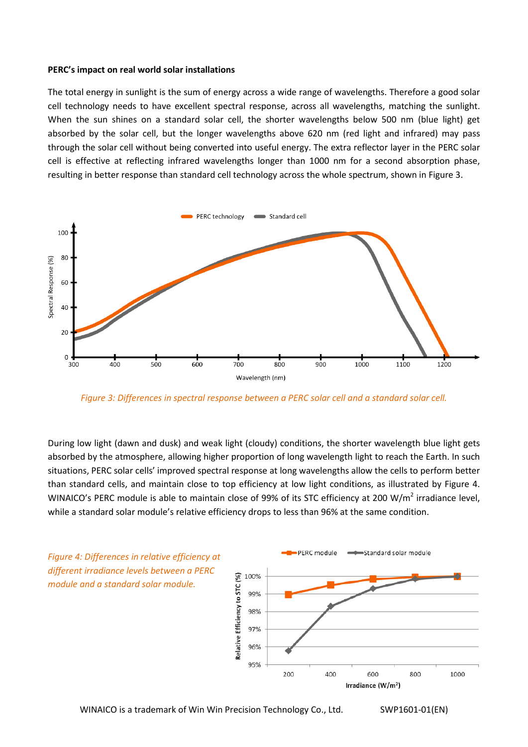**PERC's impact on real world solar installations**

The total energy in sunlight is the sum of energy across a wide range of wavelengths. Therefore a good solar cell technology needs to have excellent spectral response, across all wavelengths, matching the sunlight. When the sun shines on a standard solar cell, the shorter wavelengths below 500 nm (blue light) get absorbed by the solar cell, but the longer wavelengths above 620 nm (red light and infrared) may pass through the solar cell without being converted into useful energy. The extra reflector layer in the PERC solar cell is effective at reflecting infrared wavelengths longer than 1000 nm for a second absorption phase, resulting in better response than standard cell technology across the whole spectrum, shown in Figure 3.

*Figure 3: Differences in spectral response between a PERC solar cell and a standard solar cell.*

During low light (dawn and dusk) and weak light (cloudy) conditions, the shorter wavelength blue light gets absorbed by the atmosphere, allowing higher proportion of long wavelength light to reach the Earth. In such situations, PERC solar cells' improved spectral response at long wavelengths allow the cells to perform better than standard cells, and maintain close to top efficiency at low light conditions, as illustrated by Figure 4. WINAICO's PERC module is able to maintain close of 99% of its STC efficiency at 200 W/m$^2$ irradiance level, while a standard solar module's relative efficiency drops to less than 96% at the same condition.

*Figure 4: Differences in relative efficiency at different irradiance levels between a PERC module and a standard solar module.*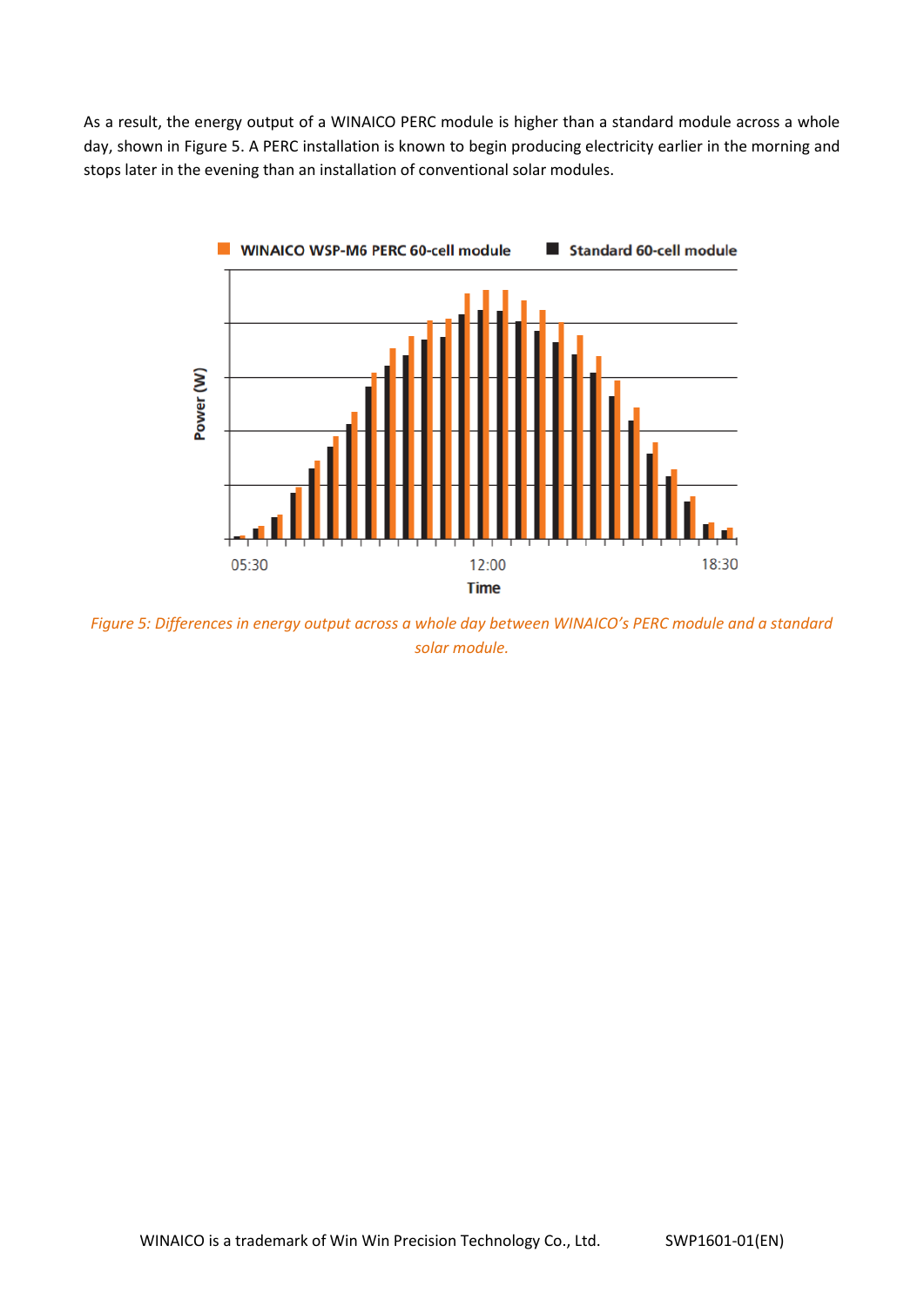As a result, the energy output of a WINAICO PERC module is higher than a standard module across a whole day, shown in Figure 5. A PERC installation is known to begin producing electricity earlier in the morning and stops later in the evening than an installation of conventional solar modules.

WINAICO WSP-M6 PERC 60-cell module
Standard 60-cell module
Power (W)
05:30
12:00
18:30
Time

*Figure 5: Differences in energy output across a whole day between WINAICO's PERC module and a standard solar module.*